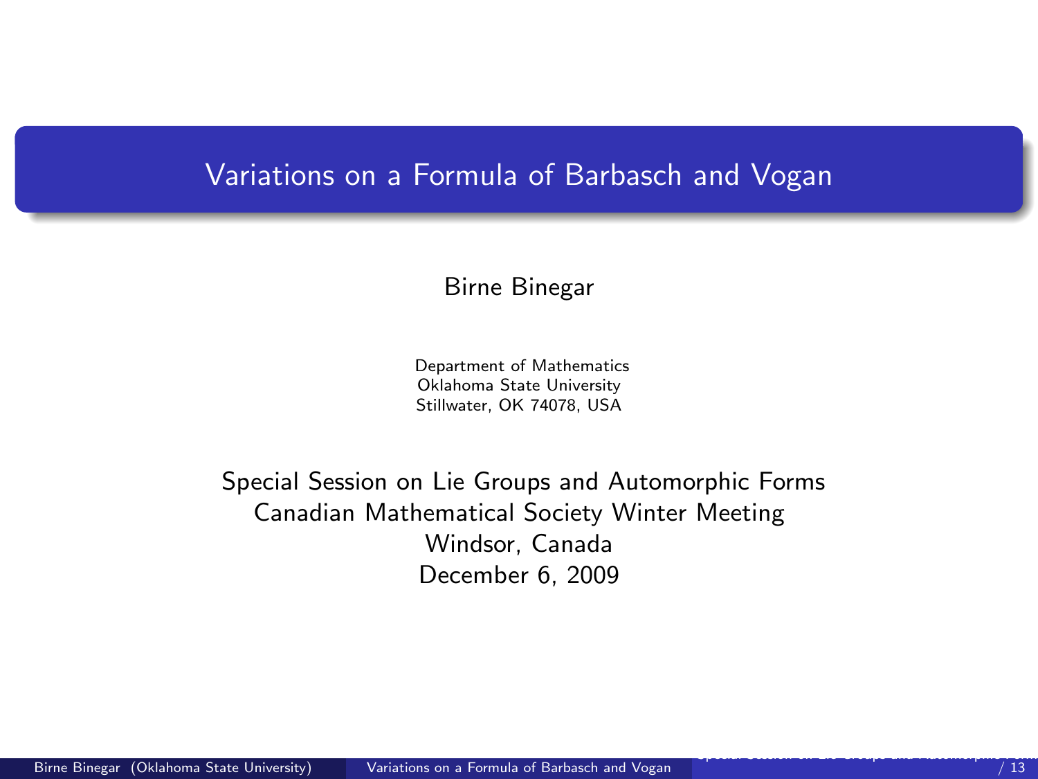# Variations on a Formula of Barbasch and Vogan

Birne Binegar

Department of Mathematics
Oklahoma State University
Stillwater, OK 74078, USA

Special Session on Lie Groups and Automorphic Forms
Canadian Mathematical Society Winter Meeting
Windsor, Canada
December 6, 2009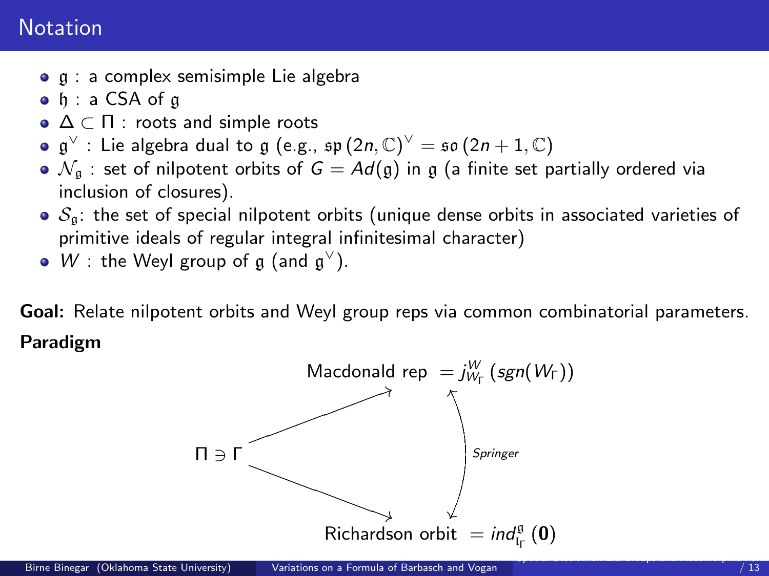## Notation

- $\mathfrak{g}$ : a complex semisimple Lie algebra
- $\mathfrak{h}$ : a CSA of $\mathfrak{g}$
- $\Delta \subset \Pi$ : roots and simple roots
- $\mathfrak{g}^\vee$ : Lie algebra dual to $\mathfrak{g}$ (e.g., $\mathfrak{sp}(2n,\mathbb{C})^\vee = \mathfrak{so}(2n+1,\mathbb{C})$
- $\mathcal{N}_\mathfrak{g}$ : set of nilpotent orbits of $G = Ad(\mathfrak{g})$ in $\mathfrak{g}$ (a finite set partially ordered via inclusion of closures).
- $\mathcal{S}_\mathfrak{g}$: the set of special nilpotent orbits (unique dense orbits in associated varieties of primitive ideals of regular integral infinitesimal character)
- $W$ : the Weyl group of $\mathfrak{g}$ (and $\mathfrak{g}^\vee$).

**Goal:** Relate nilpotent orbits and Weyl group reps via common combinatorial parameters.

**Paradigm**

$\Pi \ni \Gamma \longrightarrow$ Macdonald rep $= j_{W_\Gamma}^{W}\left(sgn(W_\Gamma)\right)$

$\Pi \ni \Gamma \longrightarrow$ Richardson orbit $= ind_{\mathfrak{l}_\Gamma}^{\mathfrak{g}}\left(\mathbf{0}\right)$

Macdonald rep $\longleftrightarrow$ Richardson orbit (*Springer*)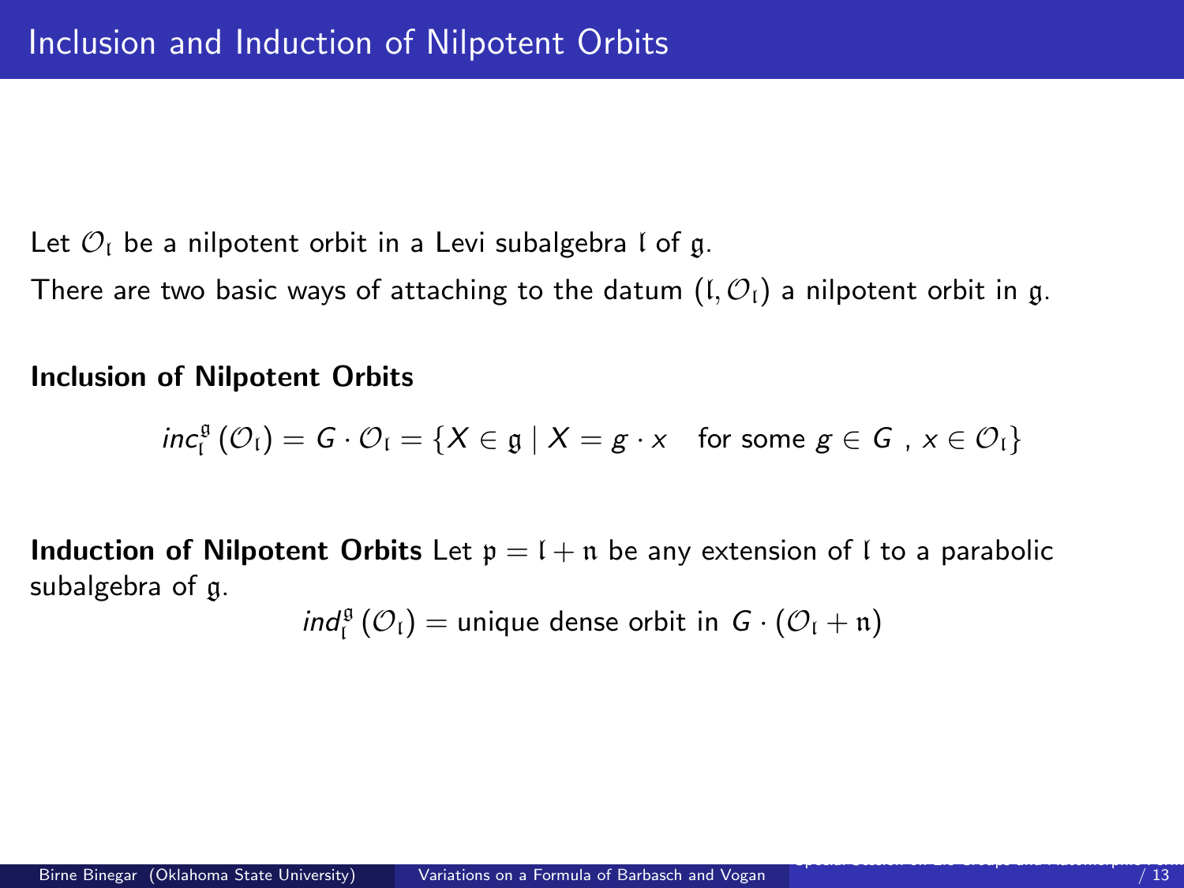# Inclusion and Induction of Nilpotent Orbits

Let $\mathcal{O}_{\mathfrak{l}}$ be a nilpotent orbit in a Levi subalgebra $\mathfrak{l}$ of $\mathfrak{g}$.

There are two basic ways of attaching to the datum $(\mathfrak{l}, \mathcal{O}_{\mathfrak{l}})$ a nilpotent orbit in $\mathfrak{g}$.

**Inclusion of Nilpotent Orbits**

$$inc_{\mathfrak{l}}^{\mathfrak{g}}(\mathcal{O}_{\mathfrak{l}}) = G \cdot \mathcal{O}_{\mathfrak{l}} = \{X \in \mathfrak{g} \mid X = g \cdot x \quad \text{for some } g \in G \text{ , } x \in \mathcal{O}_{\mathfrak{l}}\}$$

**Induction of Nilpotent Orbits** Let $\mathfrak{p} = \mathfrak{l} + \mathfrak{n}$ be any extension of $\mathfrak{l}$ to a parabolic subalgebra of $\mathfrak{g}$.

$$ind_{\mathfrak{l}}^{\mathfrak{g}}(\mathcal{O}_{\mathfrak{l}}) = \text{unique dense orbit in } G \cdot (\mathcal{O}_{\mathfrak{l}} + \mathfrak{n})$$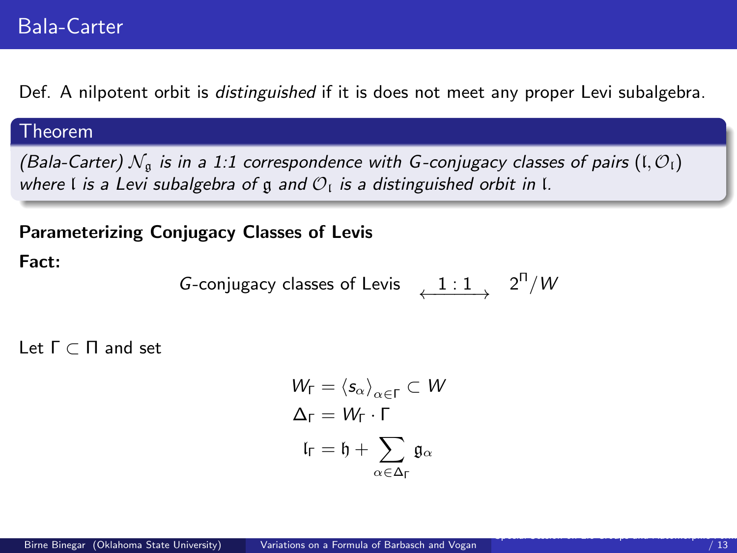# Bala-Carter

Def. A nilpotent orbit is *distinguished* if it is does not meet any proper Levi subalgebra.

**Theorem**

*(Bala-Carter) $\mathcal{N}_{\mathfrak{g}}$ is in a 1:1 correspondence with $G$-conjugacy classes of pairs $(\mathfrak{l}, \mathcal{O}_{\mathfrak{l}})$ where $\mathfrak{l}$ is a Levi subalgebra of $\mathfrak{g}$ and $\mathcal{O}_{\mathfrak{l}}$ is a distinguished orbit in $\mathfrak{l}$.*

**Parameterizing Conjugacy Classes of Levis**

**Fact:**

$$G\text{-conjugacy classes of Levis} \quad \xleftrightarrow{\ 1:1\ } \quad 2^{\Pi}/W$$

Let $\Gamma \subset \Pi$ and set

$$W_\Gamma = \langle s_\alpha \rangle_{\alpha \in \Gamma} \subset W$$

$$\Delta_\Gamma = W_\Gamma \cdot \Gamma$$

$$\mathfrak{l}_\Gamma = \mathfrak{h} + \sum_{\alpha \in \Delta_\Gamma} \mathfrak{g}_\alpha$$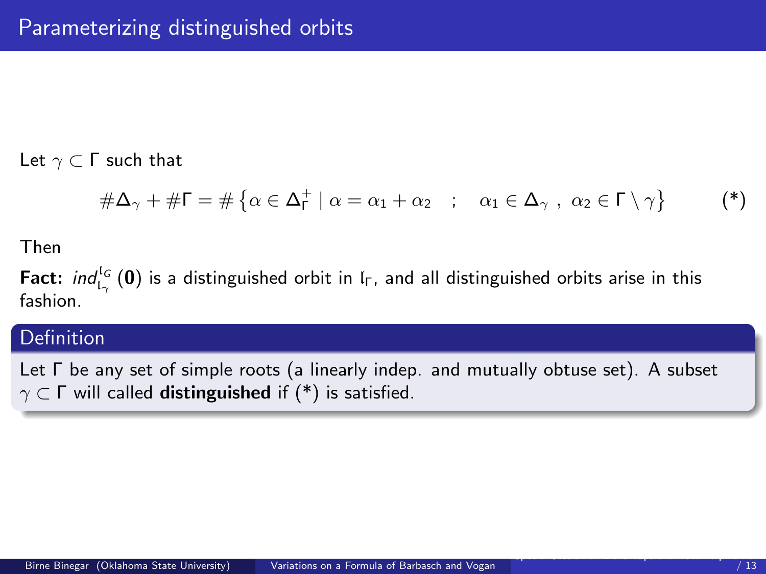# Parameterizing distinguished orbits

Let $\gamma \subset \Gamma$ such that

$$\#\Delta_\gamma + \#\Gamma = \#\left\{\alpha \in \Delta_\Gamma^+ \mid \alpha = \alpha_1 + \alpha_2 \quad ; \quad \alpha_1 \in \Delta_\gamma \ , \ \alpha_2 \in \Gamma \setminus \gamma\right\} \qquad (*)$$

Then

**Fact:** $ind_{\mathfrak{l}_\gamma}^{\mathfrak{l}_G}(\mathbf{0})$ is a distinguished orbit in $\mathfrak{l}_\Gamma$, and all distinguished orbits arise in this fashion.

**Definition**

Let $\Gamma$ be any set of simple roots (a linearly indep. and mutually obtuse set). A subset $\gamma \subset \Gamma$ will called **distinguished** if (*) is satisfied.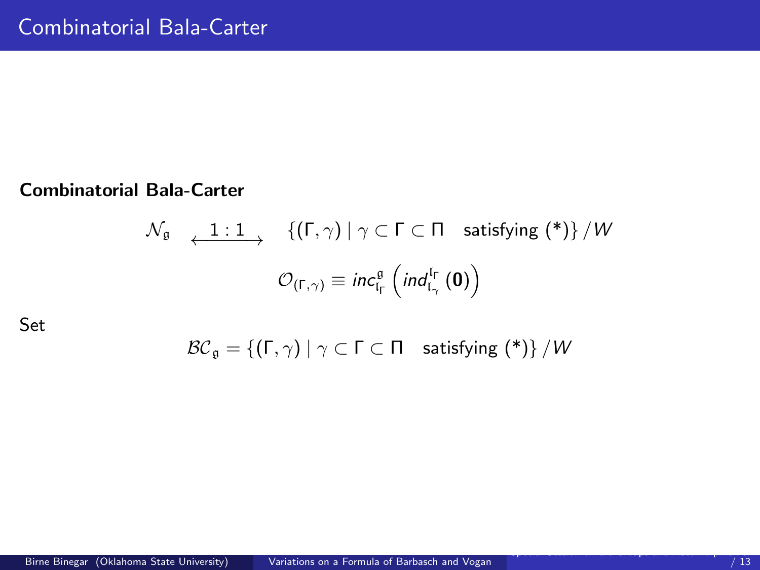# Combinatorial Bala-Carter

**Combinatorial Bala-Carter**

$$\mathcal{N}_{\mathfrak{g}} \quad \xleftrightarrow{\ 1:1\ } \quad \{(\Gamma, \gamma) \mid \gamma \subset \Gamma \subset \Pi \quad \text{satisfying (*)}\} / W$$

$$\mathcal{O}_{(\Gamma,\gamma)} \equiv inc_{\mathfrak{l}_\Gamma}^{\mathfrak{g}} \left( ind_{\mathfrak{l}_\gamma}^{\mathfrak{l}_\Gamma} (\mathbf{0}) \right)$$

Set

$$\mathcal{BC}_{\mathfrak{g}} = \{(\Gamma, \gamma) \mid \gamma \subset \Gamma \subset \Pi \quad \text{satisfying (*)}\} / W$$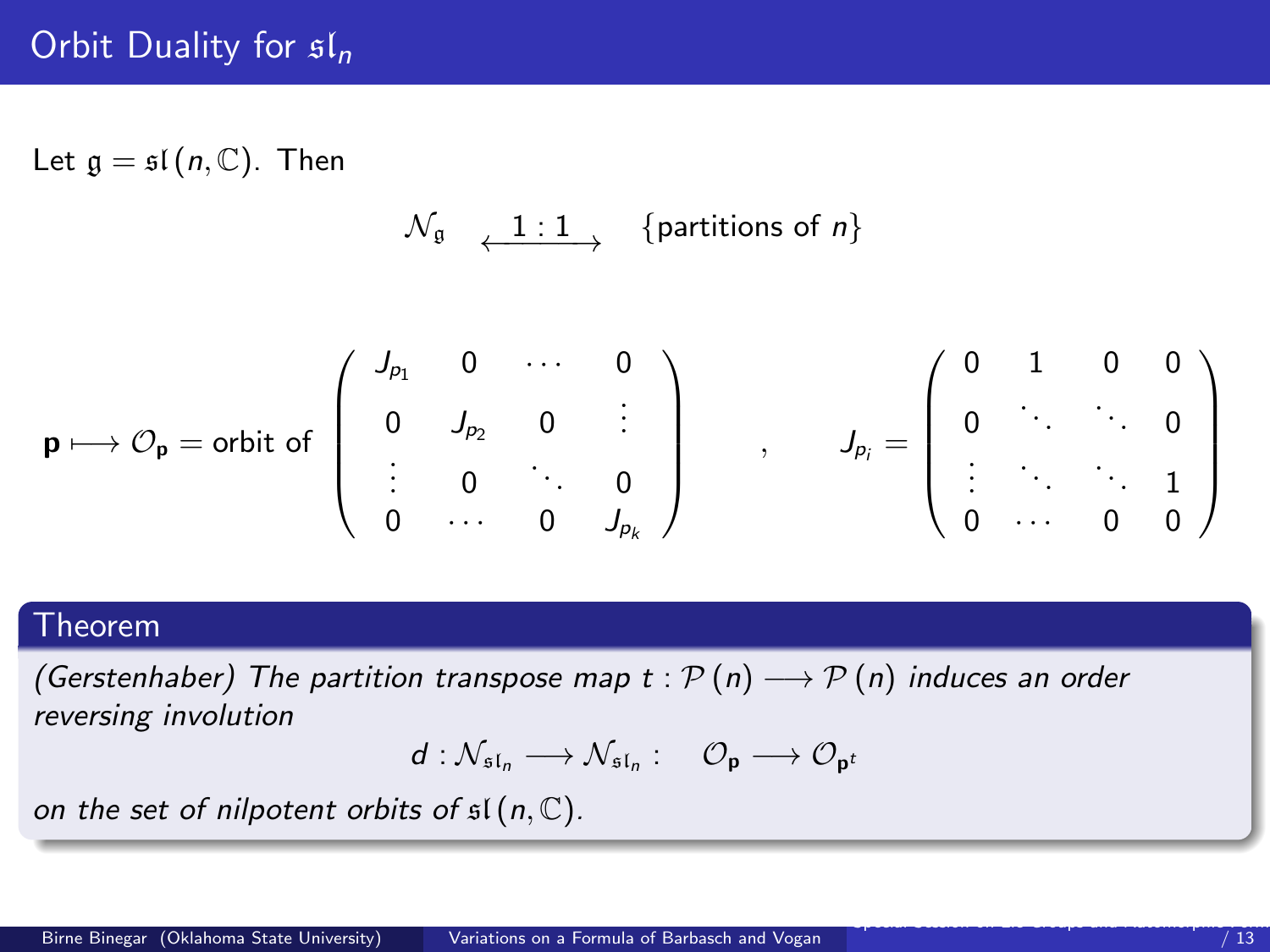# Orbit Duality for $\mathfrak{sl}_n$

Let $\mathfrak{g} = \mathfrak{sl}(n, \mathbb{C})$. Then

$$\mathcal{N}_{\mathfrak{g}} \quad \xleftrightarrow{\;1:1\;} \quad \{\text{partitions of } n\}$$

$$\mathbf{p} \longmapsto \mathcal{O}_{\mathbf{p}} = \text{orbit of} \begin{pmatrix} J_{p_1} & 0 & \cdots & 0 \\ 0 & J_{p_2} & 0 & \vdots \\ \vdots & 0 & \ddots & 0 \\ 0 & \cdots & 0 & J_{p_k} \end{pmatrix} \quad , \quad J_{p_i} = \begin{pmatrix} 0 & 1 & 0 & 0 \\ 0 & \ddots & \ddots & 0 \\ \vdots & \ddots & \ddots & 1 \\ 0 & \cdots & 0 & 0 \end{pmatrix}$$

## Theorem

*(Gerstenhaber) The partition transpose map $t : \mathcal{P}(n) \longrightarrow \mathcal{P}(n)$ induces an order reversing involution*

$$d : \mathcal{N}_{\mathfrak{sl}_n} \longrightarrow \mathcal{N}_{\mathfrak{sl}_n} : \quad \mathcal{O}_{\mathbf{p}} \longrightarrow \mathcal{O}_{\mathbf{p}^t}$$

*on the set of nilpotent orbits of $\mathfrak{sl}(n, \mathbb{C})$.*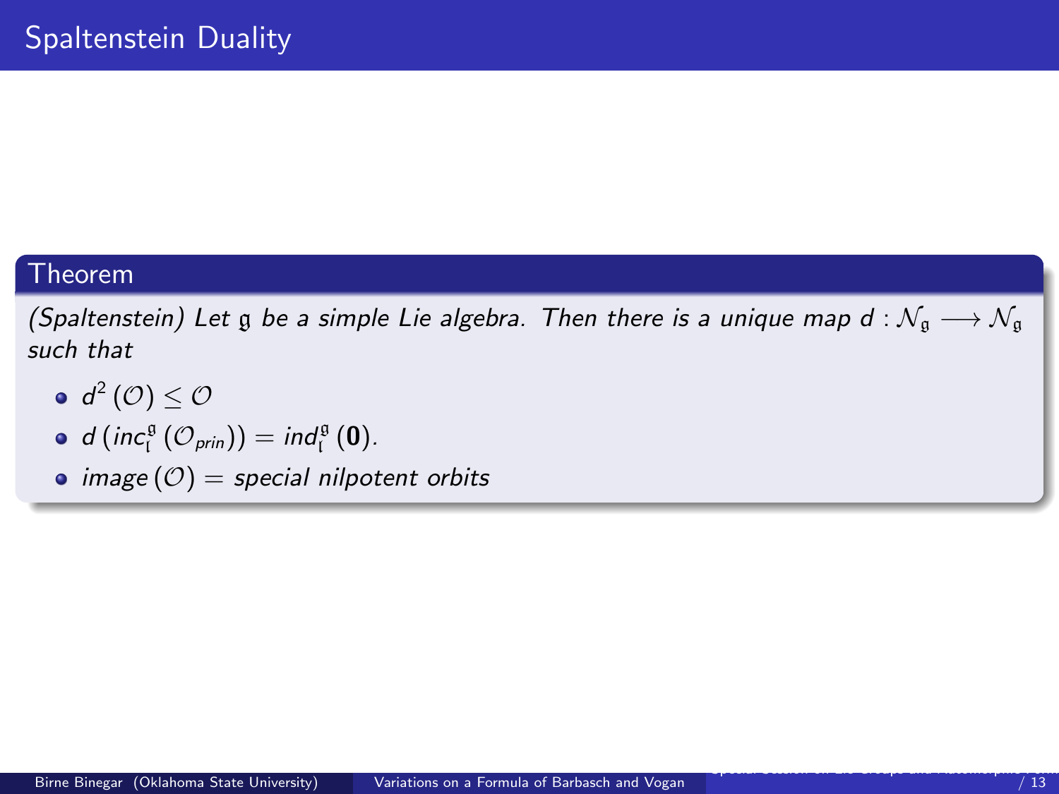# Spaltenstein Duality

**Theorem**

*(Spaltenstein) Let $\mathfrak{g}$ be a simple Lie algebra. Then there is a unique map $d : \mathcal{N}_{\mathfrak{g}} \longrightarrow \mathcal{N}_{\mathfrak{g}}$ such that*

- $d^2(\mathcal{O}) \leq \mathcal{O}$
- $d\left(inc_{\mathfrak{l}}^{\mathfrak{g}}(\mathcal{O}_{prin})\right) = ind_{\mathfrak{l}}^{\mathfrak{g}}(\mathbf{0})$.
- $image(\mathcal{O}) =$ *special nilpotent orbits*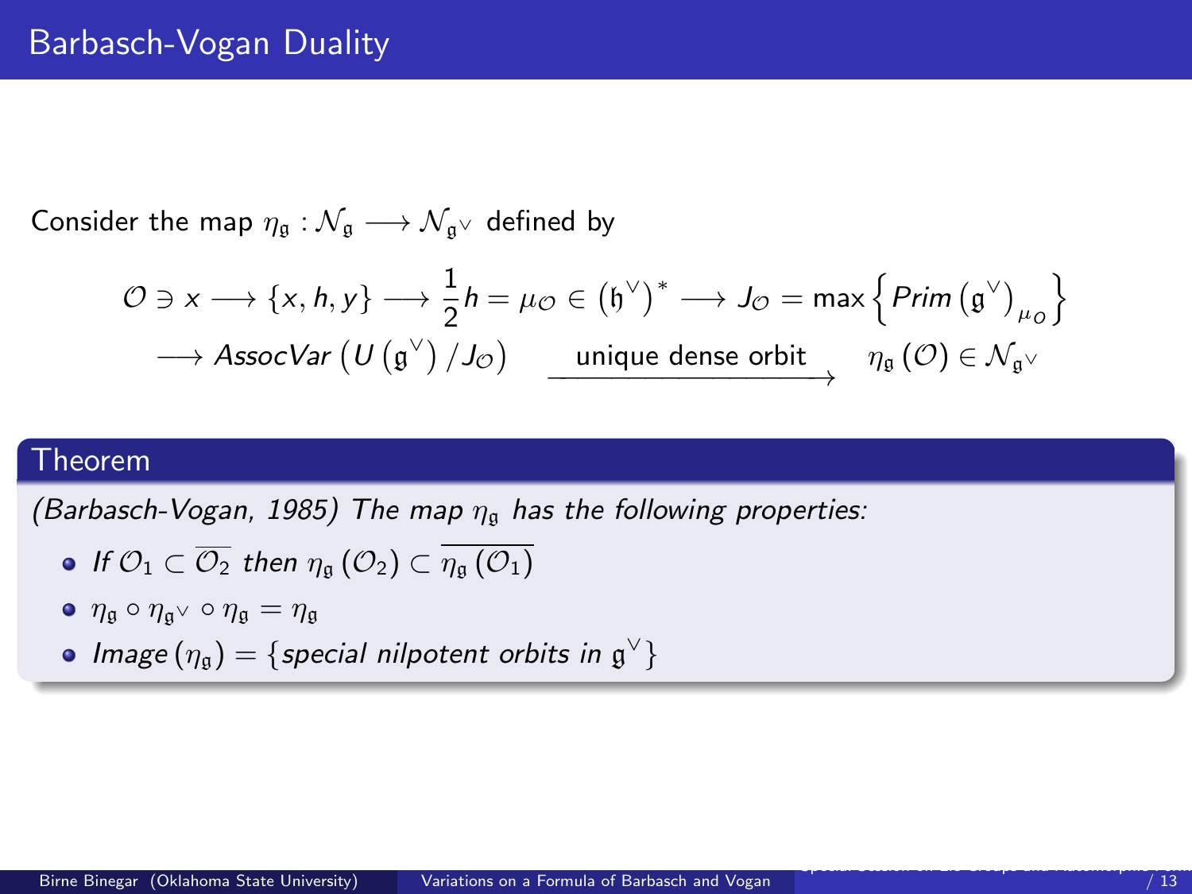# Barbasch-Vogan Duality

Consider the map $\eta_{\mathfrak{g}} : \mathcal{N}_{\mathfrak{g}} \longrightarrow \mathcal{N}_{\mathfrak{g}^\vee}$ defined by

$$
\begin{aligned}
\mathcal{O} \ni x \longrightarrow \{x, h, y\} \longrightarrow \frac{1}{2} h = \mu_{\mathcal{O}} \in \left(\mathfrak{h}^\vee\right)^* \longrightarrow J_{\mathcal{O}} = \max \left\{ Prim\left(\mathfrak{g}^\vee\right)_{\mu_O} \right\} \\
\longrightarrow AssocVar\left(U\left(\mathfrak{g}^\vee\right)/J_{\mathcal{O}}\right) \xrightarrow{\text{unique dense orbit}} \eta_{\mathfrak{g}}\left(\mathcal{O}\right) \in \mathcal{N}_{\mathfrak{g}^\vee}
\end{aligned}
$$

## Theorem

*(Barbasch-Vogan, 1985) The map $\eta_{\mathfrak{g}}$ has the following properties:*

- *If $\mathcal{O}_1 \subset \overline{\mathcal{O}_2}$ then $\eta_{\mathfrak{g}}\left(\mathcal{O}_2\right) \subset \overline{\eta_{\mathfrak{g}}\left(\mathcal{O}_1\right)}$*
- $\eta_{\mathfrak{g}} \circ \eta_{\mathfrak{g}^\vee} \circ \eta_{\mathfrak{g}} = \eta_{\mathfrak{g}}$
- *$Image\left(\eta_{\mathfrak{g}}\right) = \{$special nilpotent orbits in $\mathfrak{g}^\vee\}$*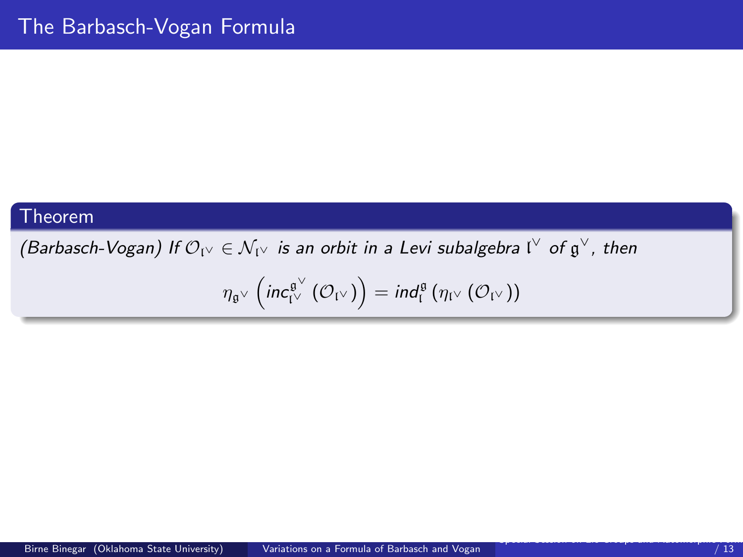# The Barbasch-Vogan Formula

**Theorem**

*(Barbasch-Vogan) If $\mathcal{O}_{\mathfrak{l}^\vee} \in \mathcal{N}_{\mathfrak{l}^\vee}$ is an orbit in a Levi subalgebra $\mathfrak{l}^\vee$ of $\mathfrak{g}^\vee$, then*

$$\eta_{\mathfrak{g}^\vee}\left(inc_{\mathfrak{l}^\vee}^{\mathfrak{g}^\vee}\left(\mathcal{O}_{\mathfrak{l}^\vee}\right)\right) = ind_{\mathfrak{l}}^{\mathfrak{g}}\left(\eta_{\mathfrak{l}^\vee}\left(\mathcal{O}_{\mathfrak{l}^\vee}\right)\right)$$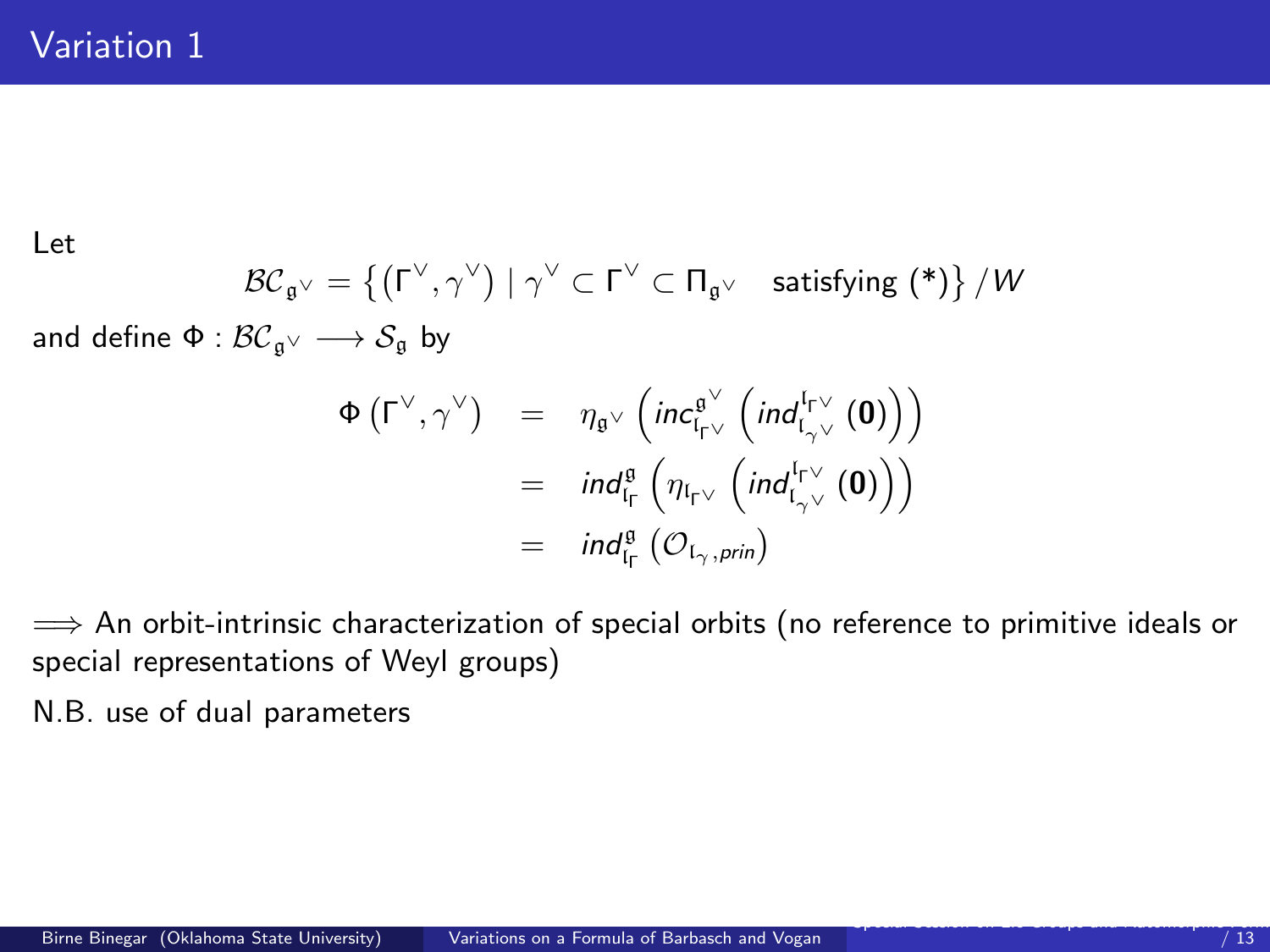# Variation 1

Let

$$\mathcal{BC}_{\mathfrak{g}^\vee} = \left\{ \left( \Gamma^\vee, \gamma^\vee \right) \mid \gamma^\vee \subset \Gamma^\vee \subset \Pi_{\mathfrak{g}^\vee} \quad \text{satisfying } (*) \right\} / W$$

and define $\Phi : \mathcal{BC}_{\mathfrak{g}^\vee} \longrightarrow \mathcal{S}_{\mathfrak{g}}$ by

$$\begin{aligned}
\Phi\left(\Gamma^\vee, \gamma^\vee\right) &= \eta_{\mathfrak{g}^\vee}\left( inc_{\mathfrak{l}_{\Gamma^\vee}}^{\mathfrak{g}^\vee}\left( ind_{\mathfrak{l}_{\gamma^\vee}}^{\mathfrak{l}_{\Gamma^\vee}}\left(\mathbf{0}\right)\right)\right) \\
&= ind_{\mathfrak{l}_\Gamma}^{\mathfrak{g}}\left( \eta_{\mathfrak{l}_{\Gamma^\vee}}\left( ind_{\mathfrak{l}_{\gamma^\vee}}^{\mathfrak{l}_{\Gamma^\vee}}\left(\mathbf{0}\right)\right)\right) \\
&= ind_{\mathfrak{l}_\Gamma}^{\mathfrak{g}}\left( \mathcal{O}_{\mathfrak{l}_\gamma, prin}\right)
\end{aligned}$$

$\Longrightarrow$ An orbit-intrinsic characterization of special orbits (no reference to primitive ideals or special representations of Weyl groups)

N.B. use of dual parameters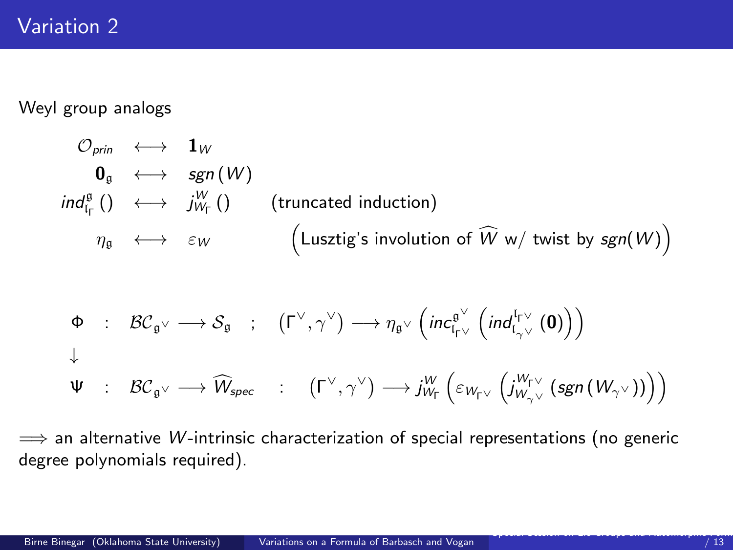# Variation 2

Weyl group analogs

$$
\begin{array}{rcll}
\mathcal{O}_{prin} & \longleftrightarrow & \mathbf{1}_W & \\
\mathbf{0}_{\mathfrak{g}} & \longleftrightarrow & sgn\left(W\right) & \\
ind_{\mathfrak{l}_\Gamma}^{\mathfrak{g}}\left(\right) & \longleftrightarrow & j_{W_\Gamma}^{W}\left(\right) & \text{(truncated induction)} \\
\eta_{\mathfrak{g}} & \longleftrightarrow & \varepsilon_W & \left(\text{Lusztig's involution of } \widehat{W} \text{ w/ twist by } sgn(W)\right)
\end{array}
$$

$$
\begin{array}{llll}
\Phi & : \quad \mathcal{BC}_{\mathfrak{g}^\vee} \longrightarrow \mathcal{S}_{\mathfrak{g}} & ; & \left(\Gamma^\vee, \gamma^\vee\right) \longrightarrow \eta_{\mathfrak{g}^\vee}\left(inc_{\mathfrak{l}_{\Gamma^\vee}}^{\mathfrak{g}^\vee}\left(ind_{\mathfrak{l}_{\gamma^\vee}}^{\mathfrak{l}_{\Gamma^\vee}}\left(\mathbf{0}\right)\right)\right) \\
\downarrow & & & \\
\Psi & : \quad \mathcal{BC}_{\mathfrak{g}^\vee} \longrightarrow \widehat{W}_{spec} & : & \left(\Gamma^\vee, \gamma^\vee\right) \longrightarrow j_{W_\Gamma}^{W}\left(\varepsilon_{W_{\Gamma^\vee}}\left(j_{W_{\gamma^\vee}}^{W_{\Gamma^\vee}}\left(sgn\left(W_{\gamma^\vee}\right)\right)\right)\right)
\end{array}
$$

$\Longrightarrow$ an alternative $W$-intrinsic characterization of special representations (no generic degree polynomials required).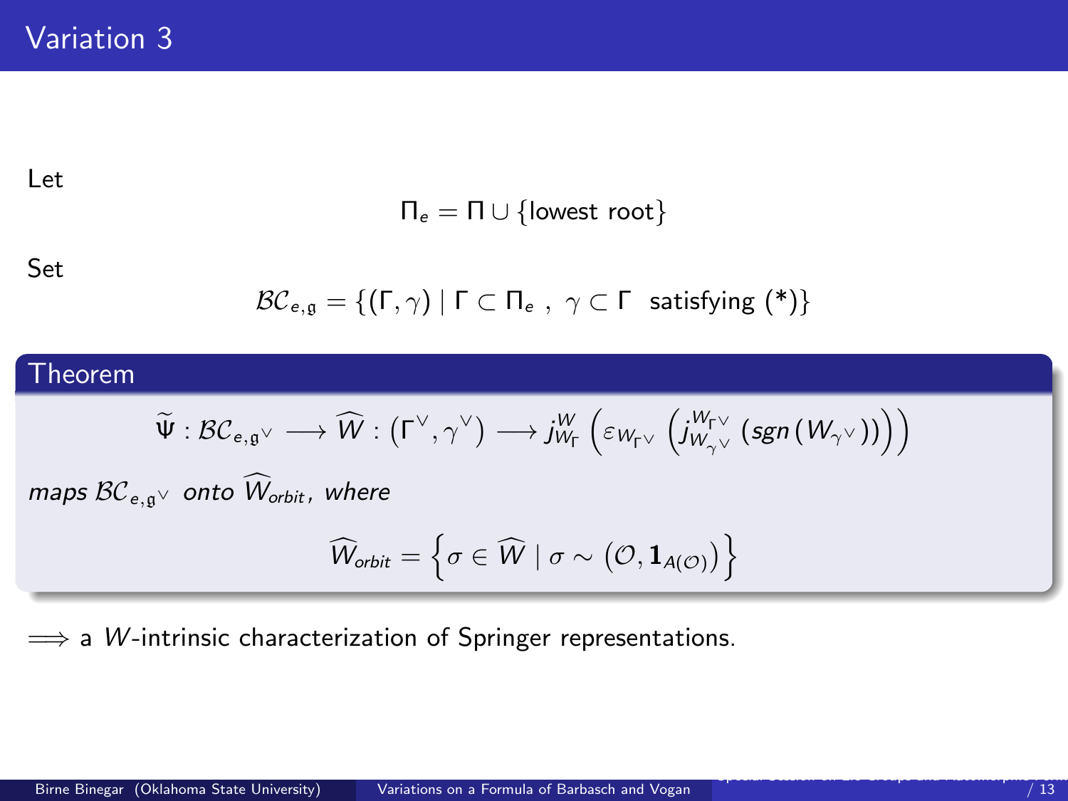# Variation 3

Let

$$\Pi_e = \Pi \cup \{\text{lowest root}\}$$

Set

$$\mathcal{BC}_{e,\mathfrak{g}} = \{(\Gamma, \gamma) \mid \Gamma \subset \Pi_e \ , \ \gamma \subset \Gamma \ \text{ satisfying (*)}\}$$

**Theorem**

$$\widetilde{\Psi} : \mathcal{BC}_{e,\mathfrak{g}^\vee} \longrightarrow \widehat{W} : \left(\Gamma^\vee, \gamma^\vee\right) \longrightarrow j_{W_\Gamma}^{W}\left(\varepsilon_{W_{\Gamma^\vee}}\left(j_{W_{\gamma^\vee}}^{W_{\Gamma^\vee}}\left(sgn\left(W_{\gamma^\vee}\right)\right)\right)\right)$$

*maps* $\mathcal{BC}_{e,\mathfrak{g}^\vee}$ *onto* $\widehat{W}_{orbit}$*, where*

$$\widehat{W}_{orbit} = \left\{\sigma \in \widehat{W} \mid \sigma \sim \left(\mathcal{O}, \mathbf{1}_{A(\mathcal{O})}\right)\right\}$$

$\Longrightarrow$ a $W$-intrinsic characterization of Springer representations.